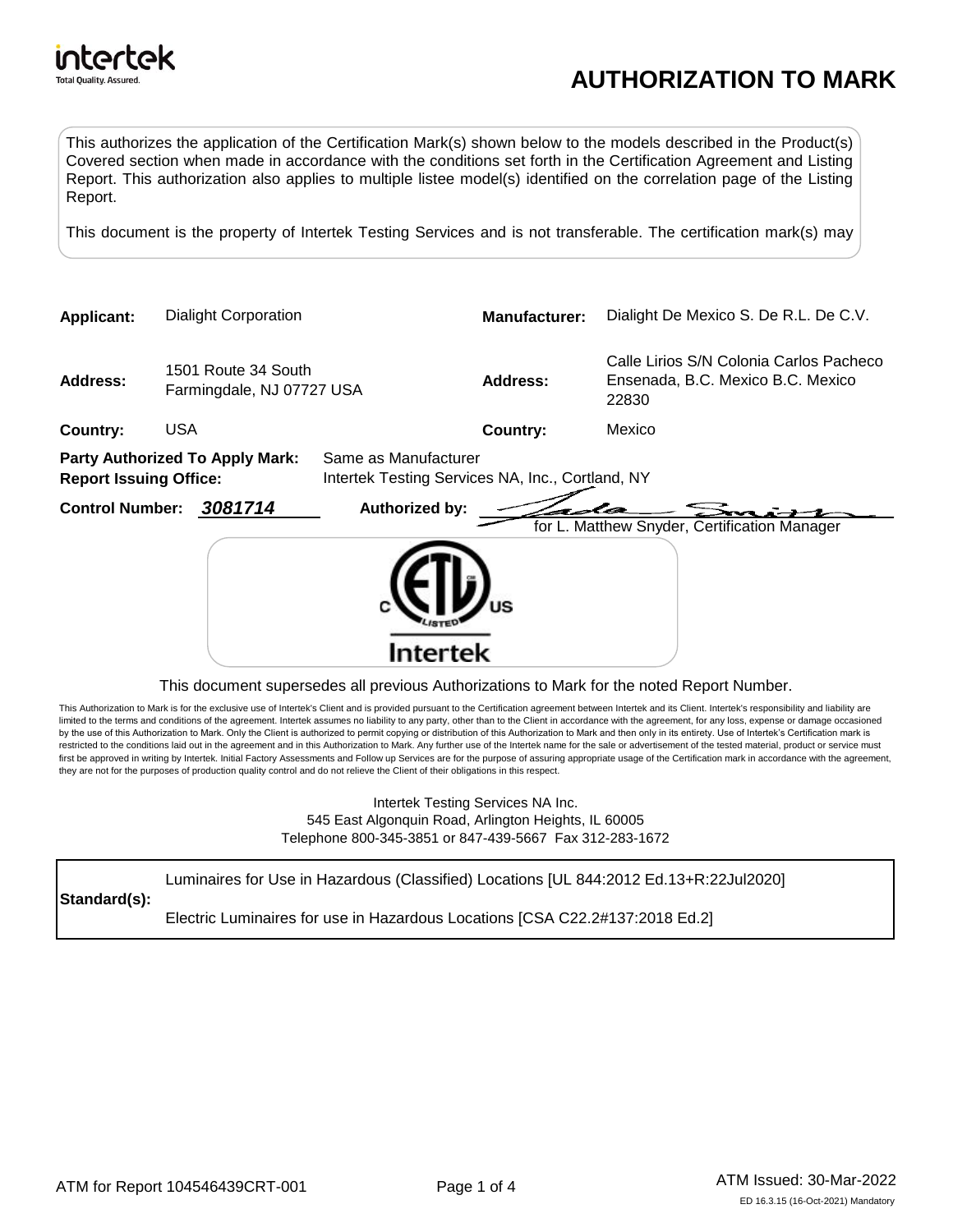# AUTHORIZATION TO MARK

This authorizes the application of the Certification Mark(s) shown below to the models described in the Product(s) Covered section when made in accordance with the conditions set forth in the Certification Agreement and Listing Report. This authorization also applies to multiple listee model(s) identified on the correlation page of the Listing Report.

This document is the property of Intertek Testing Services and is not transferable. The certification mark(s) may

| | | | |
|---|---|---|---|
| **Applicant:** | Dialight Corporation | **Manufacturer:** | Dialight De Mexico S. De R.L. De C.V. |
| **Address:** | 1501 Route 34 South<br>Farmingdale, NJ 07727 USA | **Address:** | Calle Lirios S/N Colonia Carlos Pacheco<br>Ensenada, B.C. Mexico B.C. Mexico<br>22830 |
| **Country:** | USA | **Country:** | Mexico |

**Party Authorized To Apply Mark:** Same as Manufacturer
**Report Issuing Office:** Intertek Testing Services NA, Inc., Cortland, NY

**Control Number:** ***3081714*** **Authorized by:** for L. Matthew Snyder, Certification Manager

This document supersedes all previous Authorizations to Mark for the noted Report Number.

This Authorization to Mark is for the exclusive use of Intertek's Client and is provided pursuant to the Certification agreement between Intertek and its Client. Intertek's responsibility and liability are limited to the terms and conditions of the agreement. Intertek assumes no liability to any party, other than to the Client in accordance with the agreement, for any loss, expense or damage occasioned by the use of this Authorization to Mark. Only the Client is authorized to permit copying or distribution of this Authorization to Mark and then only in its entirety. Use of Intertek's Certification mark is restricted to the conditions laid out in the agreement and in this Authorization to Mark. Any further use of the Intertek name for the sale or advertisement of the tested material, product or service must first be approved in writing by Intertek. Initial Factory Assessments and Follow up Services are for the purpose of assuring appropriate usage of the Certification mark in accordance with the agreement, they are not for the purposes of production quality control and do not relieve the Client of their obligations in this respect.

Intertek Testing Services NA Inc.
545 East Algonquin Road, Arlington Heights, IL 60005
Telephone 800-345-3851 or 847-439-5667 Fax 312-283-1672

| | |
|---|---|
| **Standard(s):** | Luminaires for Use in Hazardous (Classified) Locations [UL 844:2012 Ed.13+R:22Jul2020]<br>Electric Luminaires for use in Hazardous Locations [CSA C22.2#137:2018 Ed.2] |

ATM for Report 104546439CRT-001

ATM Issued: 30-Mar-2022

ED 16.3.15 (16-Oct-2021) Mandatory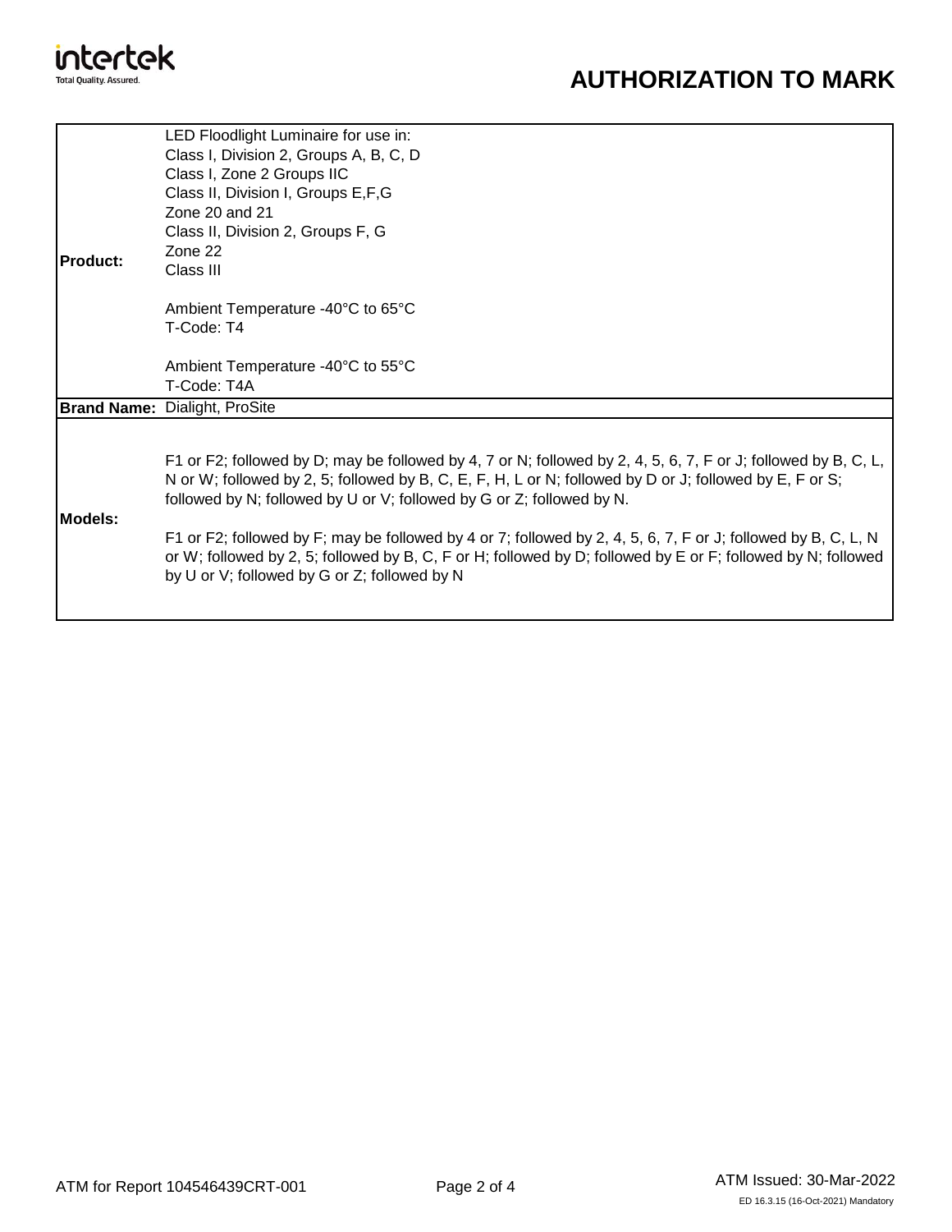# AUTHORIZATION TO MARK

| | |
|---|---|
| **Product:** | LED Floodlight Luminaire for use in:<br>Class I, Division 2, Groups A, B, C, D<br>Class I, Zone 2 Groups IIC<br>Class II, Division I, Groups E,F,G<br>Zone 20 and 21<br>Class II, Division 2, Groups F, G<br>Zone 22<br>Class III<br><br>Ambient Temperature -40°C to 65°C<br>T-Code: T4<br><br>Ambient Temperature -40°C to 55°C<br>T-Code: T4A |
| **Brand Name:** | Dialight, ProSite |
| **Models:** | F1 or F2; followed by D; may be followed by 4, 7 or N; followed by 2, 4, 5, 6, 7, F or J; followed by B, C, L, N or W; followed by 2, 5; followed by B, C, E, F, H, L or N; followed by D or J; followed by E, F or S; followed by N; followed by U or V; followed by G or Z; followed by N.<br><br>F1 or F2; followed by F; may be followed by 4 or 7; followed by 2, 4, 5, 6, 7, F or J; followed by B, C, L, N or W; followed by 2, 5; followed by B, C, F or H; followed by D; followed by E or F; followed by N; followed by U or V; followed by G or Z; followed by N |

ATM for Report 104546439CRT-001

ATM Issued: 30-Mar-2022

ED 16.3.15 (16-Oct-2021) Mandatory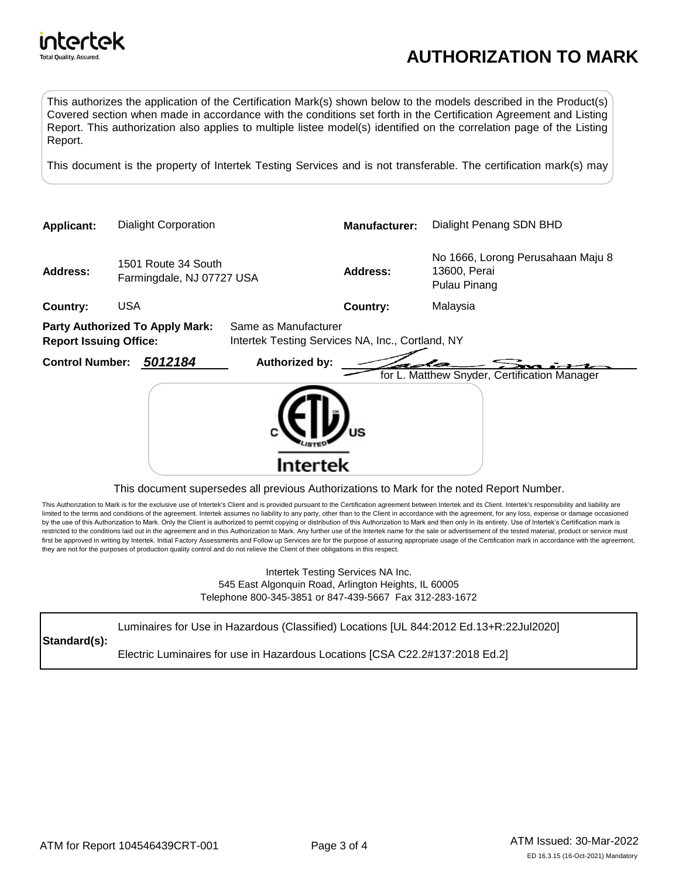intertek
Total Quality. Assured.

# AUTHORIZATION TO MARK

This authorizes the application of the Certification Mark(s) shown below to the models described in the Product(s) Covered section when made in accordance with the conditions set forth in the Certification Agreement and Listing Report. This authorization also applies to multiple listee model(s) identified on the correlation page of the Listing Report.

This document is the property of Intertek Testing Services and is not transferable. The certification mark(s) may

| | | | |
|---|---|---|---|
| **Applicant:** | Dialight Corporation | **Manufacturer:** | Dialight Penang SDN BHD |
| **Address:** | 1501 Route 34 South<br>Farmingdale, NJ 07727 USA | **Address:** | No 1666, Lorong Perusahaan Maju 8<br>13600, Perai<br>Pulau Pinang |
| **Country:** | USA | **Country:** | Malaysia |

**Party Authorized To Apply Mark:** Same as Manufacturer
**Report Issuing Office:** Intertek Testing Services NA, Inc., Cortland, NY

**Control Number:** ***5012184*** **Authorized by:** for L. Matthew Snyder, Certification Manager

c ETL LISTED us
Intertek

This document supersedes all previous Authorizations to Mark for the noted Report Number.

This Authorization to Mark is for the exclusive use of Intertek's Client and is provided pursuant to the Certification agreement between Intertek and its Client. Intertek's responsibility and liability are limited to the terms and conditions of the agreement. Intertek assumes no liability to any party, other than to the Client in accordance with the agreement, for any loss, expense or damage occasioned by the use of this Authorization to Mark. Only the Client is authorized to permit copying or distribution of this Authorization to Mark and then only in its entirety. Use of Intertek's Certification mark is restricted to the conditions laid out in the agreement and in this Authorization to Mark. Any further use of the Intertek name for the sale or advertisement of the tested material, product or service must first be approved in writing by Intertek. Initial Factory Assessments and Follow up Services are for the purpose of assuring appropriate usage of the Certification mark in accordance with the agreement, they are not for the purposes of production quality control and do not relieve the Client of their obligations in this respect.

Intertek Testing Services NA Inc.
545 East Algonquin Road, Arlington Heights, IL 60005
Telephone 800-345-3851 or 847-439-5667 Fax 312-283-1672

| | |
|---|---|
| **Standard(s):** | Luminaires for Use in Hazardous (Classified) Locations [UL 844:2012 Ed.13+R:22Jul2020]<br><br>Electric Luminaires for use in Hazardous Locations [CSA C22.2#137:2018 Ed.2] |

ATM for Report 104546439CRT-001

ATM Issued: 30-Mar-2022
ED 16.3.15 (16-Oct-2021) Mandatory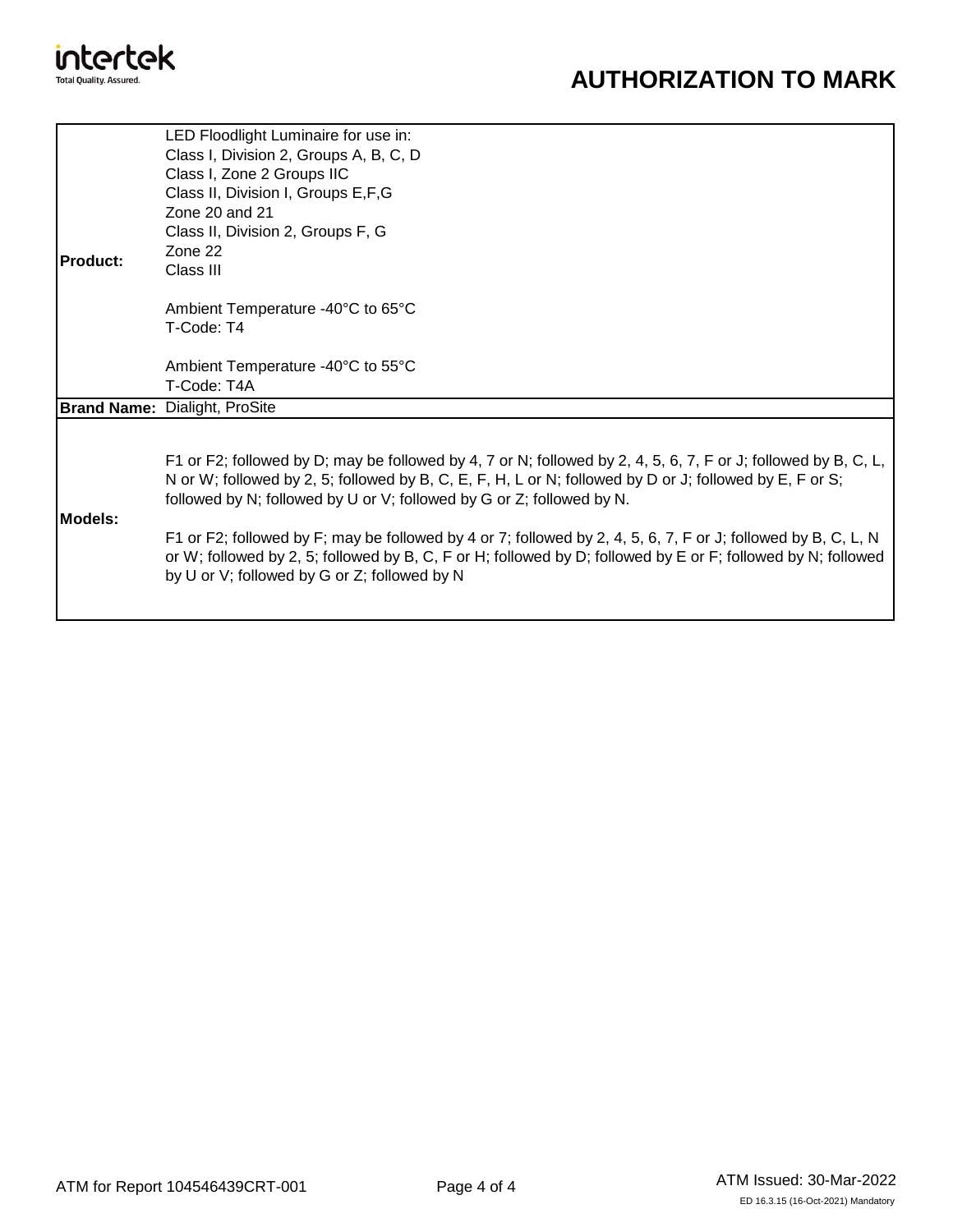# AUTHORIZATION TO MARK

| | |
|---|---|
| **Product:** | LED Floodlight Luminaire for use in:<br>Class I, Division 2, Groups A, B, C, D<br>Class I, Zone 2 Groups IIC<br>Class II, Division I, Groups E,F,G<br>Zone 20 and 21<br>Class II, Division 2, Groups F, G<br>Zone 22<br>Class III<br><br>Ambient Temperature -40°C to 65°C<br>T-Code: T4<br><br>Ambient Temperature -40°C to 55°C<br>T-Code: T4A |
| **Brand Name:** | Dialight, ProSite |
| **Models:** | F1 or F2; followed by D; may be followed by 4, 7 or N; followed by 2, 4, 5, 6, 7, F or J; followed by B, C, L, N or W; followed by 2, 5; followed by B, C, E, F, H, L or N; followed by D or J; followed by E, F or S; followed by N; followed by U or V; followed by G or Z; followed by N.<br><br>F1 or F2; followed by F; may be followed by 4 or 7; followed by 2, 4, 5, 6, 7, F or J; followed by B, C, L, N or W; followed by 2, 5; followed by B, C, F or H; followed by D; followed by E or F; followed by N; followed by U or V; followed by G or Z; followed by N |

ATM for Report 104546439CRT-001

ATM Issued: 30-Mar-2022

ED 16.3.15 (16-Oct-2021) Mandatory